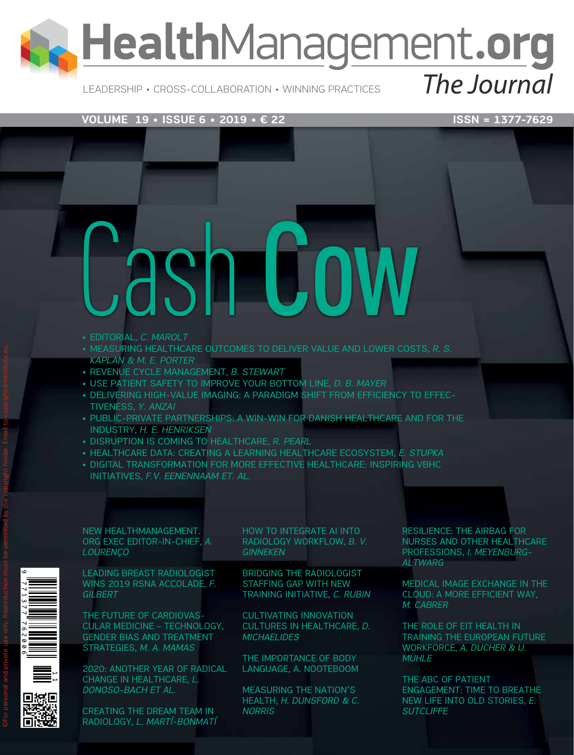# HealthManagement.org

## The Journal

LEADERSHIP • CROSS-COLLABORATION • WINNING PRACTICES

VOLUME 19 • ISSUE 6 • 2019 • € 22

ISSN = 1377-7629

# Cash Cow

- EDITORIAL, *C. MAROLT*
- MEASURING HEALTHCARE OUTCOMES TO DELIVER VALUE AND LOWER COSTS, *R. S. KAPLAN & M. E. PORTER*
- REVENUE CYCLE MANAGEMENT, *B. STEWART*
- USE PATIENT SAFETY TO IMPROVE YOUR BOTTOM LINE, *D. B. MAYER*
- DELIVERING HIGH-VALUE IMAGING: A PARADIGM SHIFT FROM EFFICIENCY TO EFFECTIVENESS, *Y. ANZAI*
- PUBLIC-PRIVATE PARTNERSHIPS: A WIN-WIN FOR DANISH HEALTHCARE AND FOR THE INDUSTRY, *H. E. HENRIKSEN*
- DISRUPTION IS COMING TO HEALTHCARE, *R. PEARL*
- HEALTHCARE DATA: CREATING A LEARNING HEALTHCARE ECOSYSTEM, *E. STUPKA*
- DIGITAL TRANSFORMATION FOR MORE EFFECTIVE HEALTHCARE: INSPIRING VBHC INITIATIVES, *F.V. EENENNAAM ET. AL.*

NEW HEALTHMANAGEMENT.ORG EXEC EDITOR-IN-CHIEF, *A. LOURENÇO*

LEADING BREAST RADIOLOGIST WINS 2019 RSNA ACCOLADE, *F. GILBERT*

THE FUTURE OF CARDIOVASCULAR MEDICINE – TECHNOLOGY, GENDER BIAS AND TREATMENT STRATEGIES, *M. A. MAMAS*

2020: ANOTHER YEAR OF RADICAL CHANGE IN HEALTHCARE, *L. DONOSO-BACH ET AL.*

CREATING THE DREAM TEAM IN RADIOLOGY, *L. MARTÍ-BONMATÍ*

HOW TO INTEGRATE AI INTO RADIOLOGY WORKFLOW, *B. V. GINNEKEN*

BRIDGING THE RADIOLOGIST STAFFING GAP WITH NEW TRAINING INITIATIVE, *C. RUBIN*

CULTIVATING INNOVATION CULTURES IN HEALTHCARE, *D. MICHAELIDES*

THE IMPORTANCE OF BODY LANGUAGE, *A. NOOTEBOOM*

MEASURING THE NATION'S HEALTH, *H. DUNSFORD & C. NORRIS*

RESILIENCE: THE AIRBAG FOR NURSES AND OTHER HEALTHCARE PROFESSIONS, *I. MEYENBURG-ALTWARG*

MEDICAL IMAGE EXCHANGE IN THE CLOUD: A MORE EFFICIENT WAY, *M. CABRER*

THE ROLE OF EIT HEALTH IN TRAINING THE EUROPEAN FUTURE WORKFORCE, *A. DUCHER & U. MÜHLE*

THE ABC OF PATIENT ENGAGEMENT: TIME TO BREATHE NEW LIFE INTO OLD STORIES, *E. SUTCLIFFE*

©For personal and private use only. Reproduction must be permitted by the copyright holder. Email to copyright@mindbyte.eu.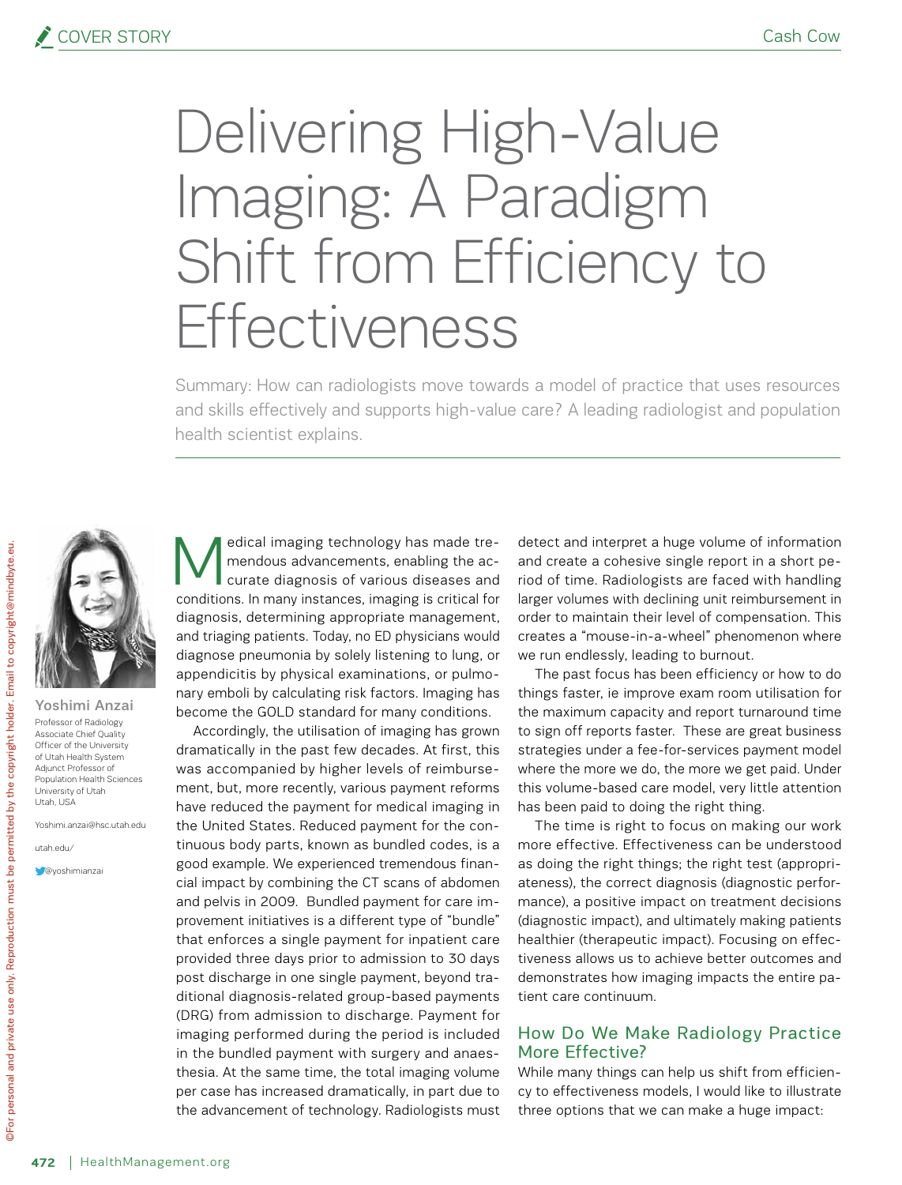# Delivering High-Value Imaging: A Paradigm Shift from Efficiency to Effectiveness

Summary: How can radiologists move towards a model of practice that uses resources and skills effectively and supports high-value care? A leading radiologist and population health scientist explains.

**Yoshimi Anzai**
Professor of Radiology
Associate Chief Quality Officer of the University of Utah Health System
Adjunct Professor of Population Health Sciences
University of Utah
Utah, USA

Yoshimi.anzai@hsc.utah.edu

utah.edu/

@yoshimianzai

Medical imaging technology has made tremendous advancements, enabling the accurate diagnosis of various diseases and conditions. In many instances, imaging is critical for diagnosis, determining appropriate management, and triaging patients. Today, no ED physicians would diagnose pneumonia by solely listening to lung, or appendicitis by physical examinations, or pulmonary emboli by calculating risk factors. Imaging has become the GOLD standard for many conditions.

Accordingly, the utilisation of imaging has grown dramatically in the past few decades. At first, this was accompanied by higher levels of reimbursement, but, more recently, various payment reforms have reduced the payment for medical imaging in the United States. Reduced payment for the continuous body parts, known as bundled codes, is a good example. We experienced tremendous financial impact by combining the CT scans of abdomen and pelvis in 2009. Bundled payment for care improvement initiatives is a different type of "bundle" that enforces a single payment for inpatient care provided three days prior to admission to 30 days post discharge in one single payment, beyond traditional diagnosis-related group-based payments (DRG) from admission to discharge. Payment for imaging performed during the period is included in the bundled payment with surgery and anaesthesia. At the same time, the total imaging volume per case has increased dramatically, in part due to the advancement of technology. Radiologists must detect and interpret a huge volume of information and create a cohesive single report in a short period of time. Radiologists are faced with handling larger volumes with declining unit reimbursement in order to maintain their level of compensation. This creates a "mouse-in-a-wheel" phenomenon where we run endlessly, leading to burnout.

The past focus has been efficiency or how to do things faster, ie improve exam room utilisation for the maximum capacity and report turnaround time to sign off reports faster. These are great business strategies under a fee-for-services payment model where the more we do, the more we get paid. Under this volume-based care model, very little attention has been paid to doing the right thing.

The time is right to focus on making our work more effective. Effectiveness can be understood as doing the right things; the right test (appropriateness), the correct diagnosis (diagnostic performance), a positive impact on treatment decisions (diagnostic impact), and ultimately making patients healthier (therapeutic impact). Focusing on effectiveness allows us to achieve better outcomes and demonstrates how imaging impacts the entire patient care continuum.

## How Do We Make Radiology Practice More Effective?

While many things can help us shift from efficiency to effectiveness models, I would like to illustrate three options that we can make a huge impact: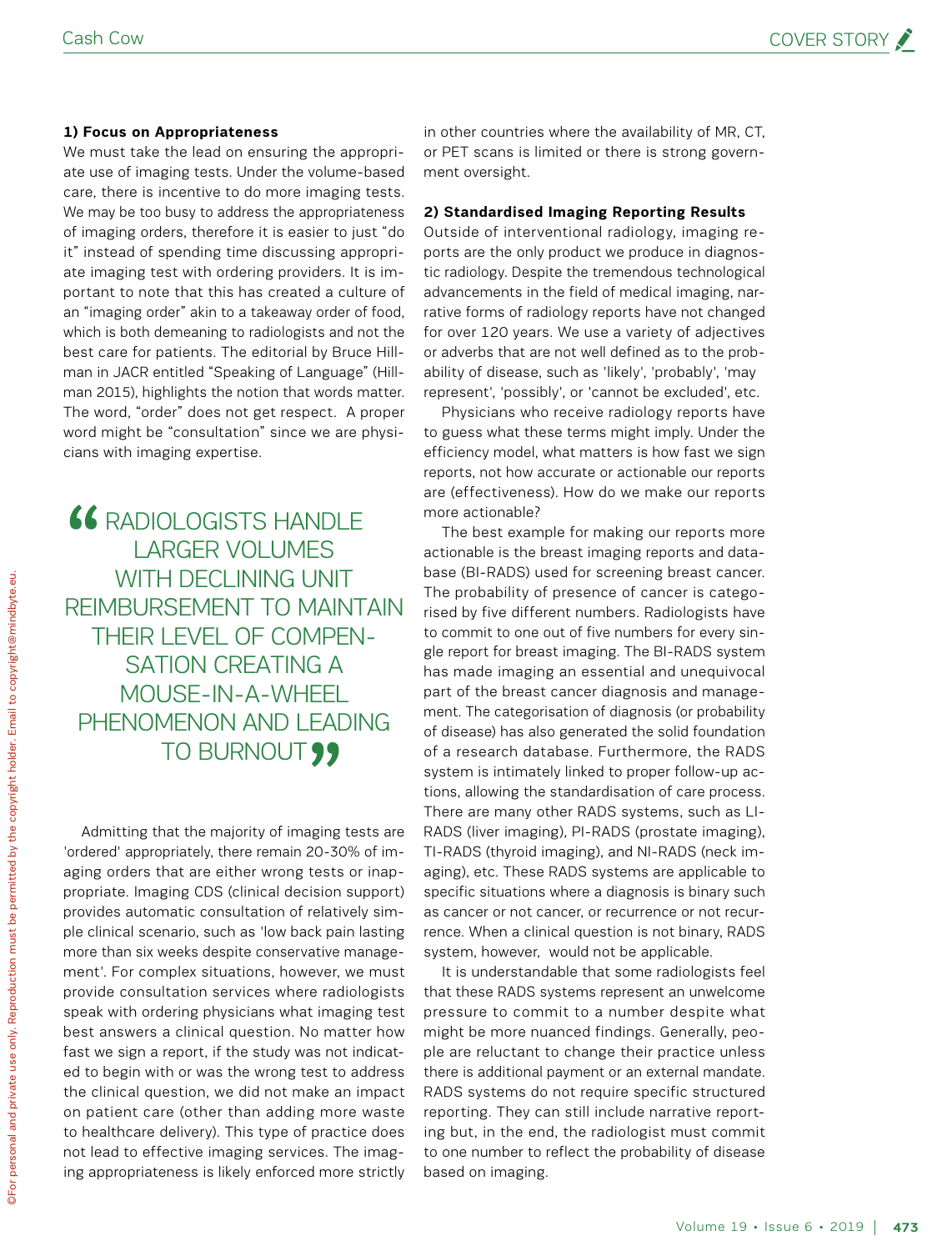### 1) Focus on Appropriateness

We must take the lead on ensuring the appropriate use of imaging tests. Under the volume-based care, there is incentive to do more imaging tests. We may be too busy to address the appropriateness of imaging orders, therefore it is easier to just "do it" instead of spending time discussing appropriate imaging test with ordering providers. It is important to note that this has created a culture of an "imaging order" akin to a takeaway order of food, which is both demeaning to radiologists and not the best care for patients. The editorial by Bruce Hillman in JACR entitled "Speaking of Language" (Hillman 2015), highlights the notion that words matter. The word, "order" does not get respect. A proper word might be "consultation" since we are physicians with imaging expertise.

> "RADIOLOGISTS HANDLE LARGER VOLUMES WITH DECLINING UNIT REIMBURSEMENT TO MAINTAIN THEIR LEVEL OF COMPENSATION CREATING A MOUSE-IN-A-WHEEL PHENOMENON AND LEADING TO BURNOUT"

Admitting that the majority of imaging tests are 'ordered' appropriately, there remain 20-30% of imaging orders that are either wrong tests or inappropriate. Imaging CDS (clinical decision support) provides automatic consultation of relatively simple clinical scenario, such as 'low back pain lasting more than six weeks despite conservative management'. For complex situations, however, we must provide consultation services where radiologists speak with ordering physicians what imaging test best answers a clinical question. No matter how fast we sign a report, if the study was not indicated to begin with or was the wrong test to address the clinical question, we did not make an impact on patient care (other than adding more waste to healthcare delivery). This type of practice does not lead to effective imaging services. The imaging appropriateness is likely enforced more strictly in other countries where the availability of MR, CT, or PET scans is limited or there is strong government oversight.

### 2) Standardised Imaging Reporting Results

Outside of interventional radiology, imaging reports are the only product we produce in diagnostic radiology. Despite the tremendous technological advancements in the field of medical imaging, narrative forms of radiology reports have not changed for over 120 years. We use a variety of adjectives or adverbs that are not well defined as to the probability of disease, such as 'likely', 'probably', 'may represent', 'possibly', or 'cannot be excluded', etc.

Physicians who receive radiology reports have to guess what these terms might imply. Under the efficiency model, what matters is how fast we sign reports, not how accurate or actionable our reports are (effectiveness). How do we make our reports more actionable?

The best example for making our reports more actionable is the breast imaging reports and database (BI-RADS) used for screening breast cancer. The probability of presence of cancer is categorised by five different numbers. Radiologists have to commit to one out of five numbers for every single report for breast imaging. The BI-RADS system has made imaging an essential and unequivocal part of the breast cancer diagnosis and management. The categorisation of diagnosis (or probability of disease) has also generated the solid foundation of a research database. Furthermore, the RADS system is intimately linked to proper follow-up actions, allowing the standardisation of care process. There are many other RADS systems, such as LI-RADS (liver imaging), PI-RADS (prostate imaging), TI-RADS (thyroid imaging), and NI-RADS (neck imaging), etc. These RADS systems are applicable to specific situations where a diagnosis is binary such as cancer or not cancer, or recurrence or not recurrence. When a clinical question is not binary, RADS system, however, would not be applicable.

It is understandable that some radiologists feel that these RADS systems represent an unwelcome pressure to commit to a number despite what might be more nuanced findings. Generally, people are reluctant to change their practice unless there is additional payment or an external mandate. RADS systems do not require specific structured reporting. They can still include narrative reporting but, in the end, the radiologist must commit to one number to reflect the probability of disease based on imaging.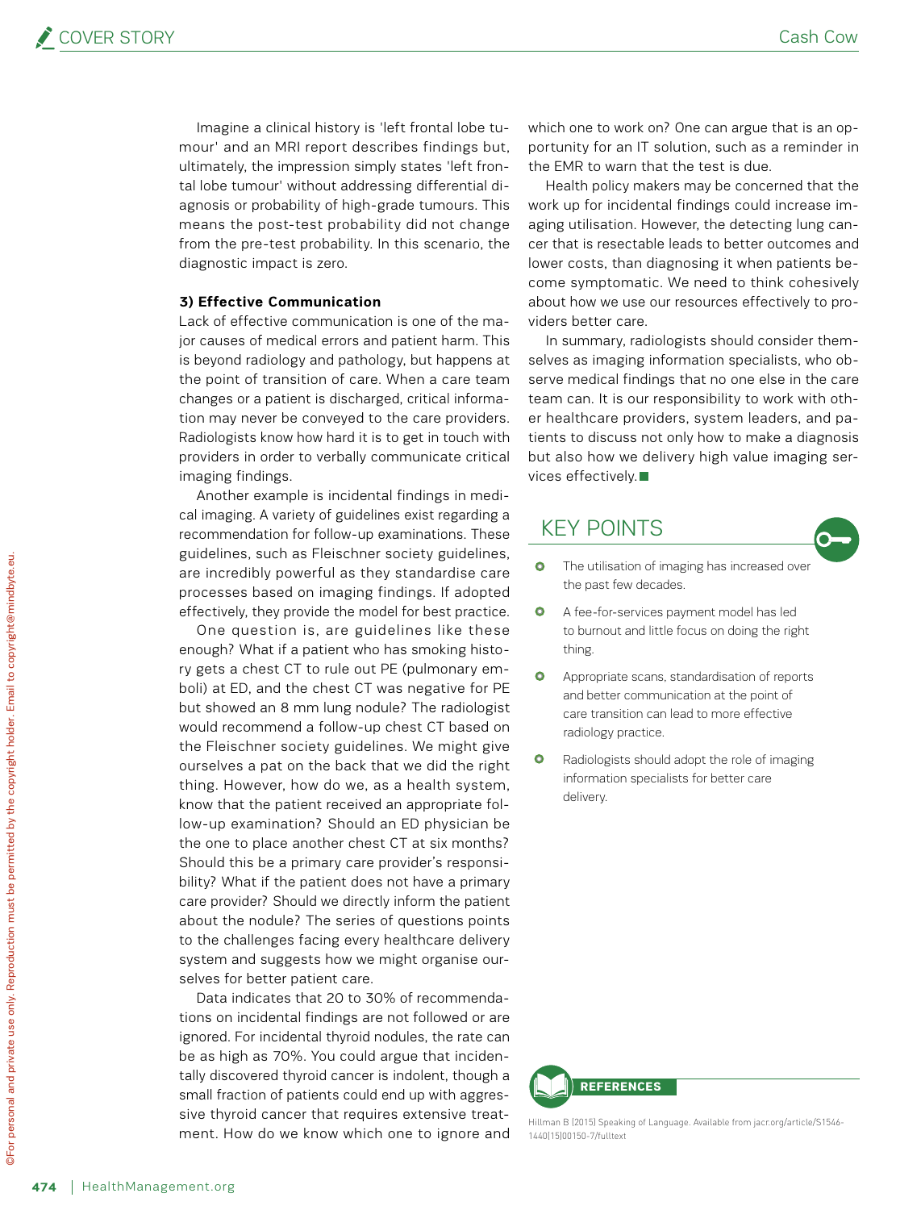Imagine a clinical history is 'left frontal lobe tumour' and an MRI report describes findings but, ultimately, the impression simply states 'left frontal lobe tumour' without addressing differential diagnosis or probability of high-grade tumours. This means the post-test probability did not change from the pre-test probability. In this scenario, the diagnostic impact is zero.

**3) Effective Communication**

Lack of effective communication is one of the major causes of medical errors and patient harm. This is beyond radiology and pathology, but happens at the point of transition of care. When a care team changes or a patient is discharged, critical information may never be conveyed to the care providers. Radiologists know how hard it is to get in touch with providers in order to verbally communicate critical imaging findings.

Another example is incidental findings in medical imaging. A variety of guidelines exist regarding a recommendation for follow-up examinations. These guidelines, such as Fleischner society guidelines, are incredibly powerful as they standardise care processes based on imaging findings. If adopted effectively, they provide the model for best practice.

One question is, are guidelines like these enough? What if a patient who has smoking history gets a chest CT to rule out PE (pulmonary emboli) at ED, and the chest CT was negative for PE but showed an 8 mm lung nodule? The radiologist would recommend a follow-up chest CT based on the Fleischner society guidelines. We might give ourselves a pat on the back that we did the right thing. However, how do we, as a health system, know that the patient received an appropriate follow-up examination? Should an ED physician be the one to place another chest CT at six months? Should this be a primary care provider's responsibility? What if the patient does not have a primary care provider? Should we directly inform the patient about the nodule? The series of questions points to the challenges facing every healthcare delivery system and suggests how we might organise ourselves for better patient care.

Data indicates that 20 to 30% of recommendations on incidental findings are not followed or are ignored. For incidental thyroid nodules, the rate can be as high as 70%. You could argue that incidentally discovered thyroid cancer is indolent, though a small fraction of patients could end up with aggressive thyroid cancer that requires extensive treatment. How do we know which one to ignore and which one to work on? One can argue that is an opportunity for an IT solution, such as a reminder in the EMR to warn that the test is due.

Health policy makers may be concerned that the work up for incidental findings could increase imaging utilisation. However, the detecting lung cancer that is resectable leads to better outcomes and lower costs, than diagnosing it when patients become symptomatic. We need to think cohesively about how we use our resources effectively to providers better care.

In summary, radiologists should consider themselves as imaging information specialists, who observe medical findings that no one else in the care team can. It is our responsibility to work with other healthcare providers, system leaders, and patients to discuss not only how to make a diagnosis but also how we delivery high value imaging services effectively. ■

## KEY POINTS

- The utilisation of imaging has increased over the past few decades.
- A fee-for-services payment model has led to burnout and little focus on doing the right thing.
- Appropriate scans, standardisation of reports and better communication at the point of care transition can lead to more effective radiology practice.
- Radiologists should adopt the role of imaging information specialists for better care delivery.

## REFERENCES

Hillman B (2015) Speaking of Language. Available from jacr.org/article/S1546-1440(15)00150-7/fulltext